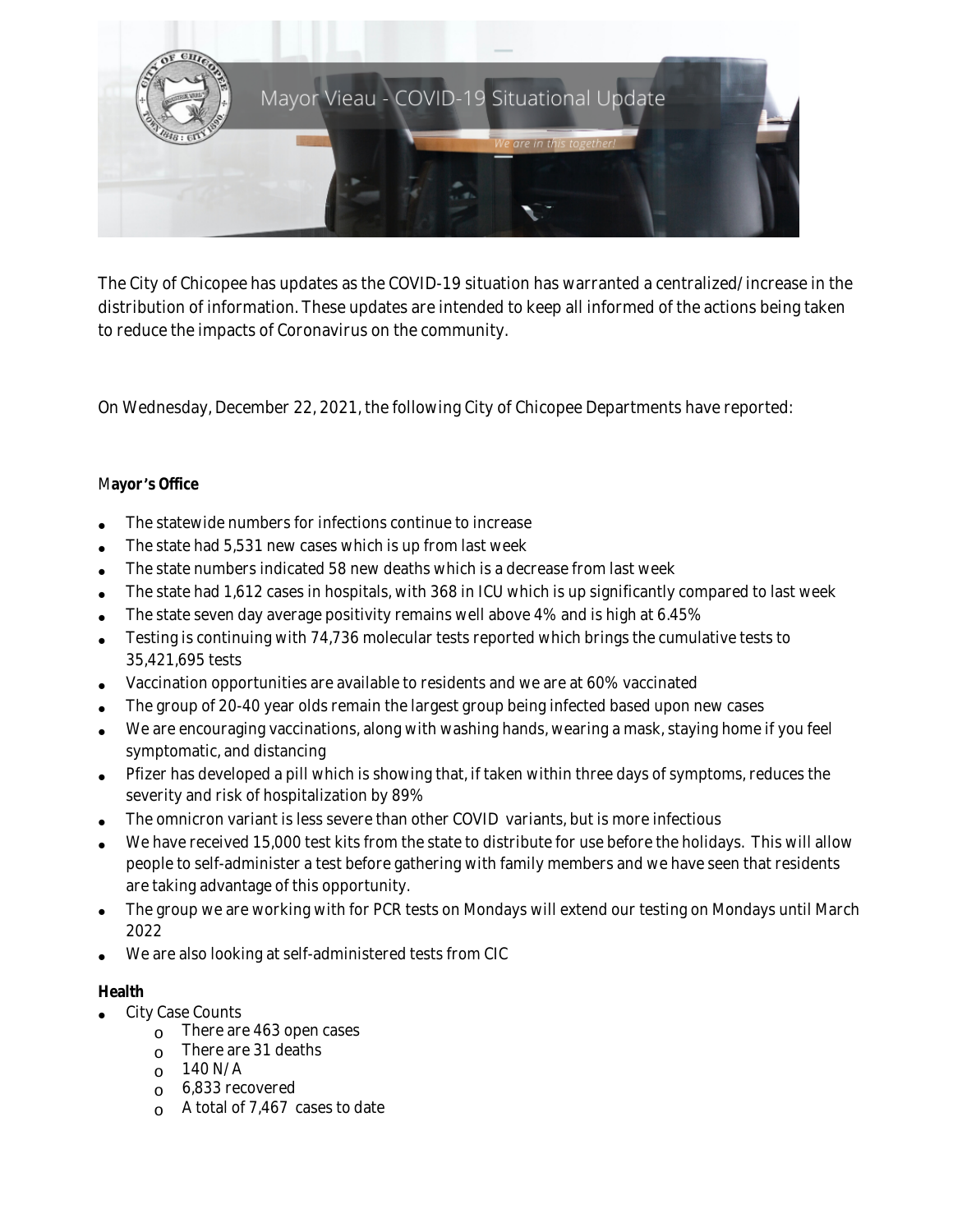# Mayor Vieau - COVID-19 Situational Update

*We are in this together!*

The City of Chicopee has updates as the COVID-19 situation has warranted a centralized/increase in the distribution of information. These updates are intended to keep all informed of the actions being taken to reduce the impacts of Coronavirus on the community.

On Wednesday, December 22, 2021, the following City of Chicopee Departments have reported:

**Mayor's Office**

- The statewide numbers for infections continue to increase
- The state had 5,531 new cases which is up from last week
- The state numbers indicated 58 new deaths which is a decrease from last week
- The state had 1,612 cases in hospitals, with 368 in ICU which is up significantly compared to last week
- The state seven day average positivity remains well above 4% and is high at 6.45%
- Testing is continuing with 74,736 molecular tests reported which brings the cumulative tests to 35,421,695 tests
- Vaccination opportunities are available to residents and we are at 60% vaccinated
- The group of 20-40 year olds remain the largest group being infected based upon new cases
- We are encouraging vaccinations, along with washing hands, wearing a mask, staying home if you feel symptomatic, and distancing
- Pfizer has developed a pill which is showing that, if taken within three days of symptoms, reduces the severity and risk of hospitalization by 89%
- The omnicron variant is less severe than other COVID variants, but is more infectious
- We have received 15,000 test kits from the state to distribute for use before the holidays. This will allow people to self-administer a test before gathering with family members and we have seen that residents are taking advantage of this opportunity.
- The group we are working with for PCR tests on Mondays will extend our testing on Mondays until March 2022
- We are also looking at self-administered tests from CIC

**Health**

- City Case Counts
  - There are 463 open cases
  - There are 31 deaths
  - 140 N/A
  - 6,833 recovered
  - A total of 7,467 cases to date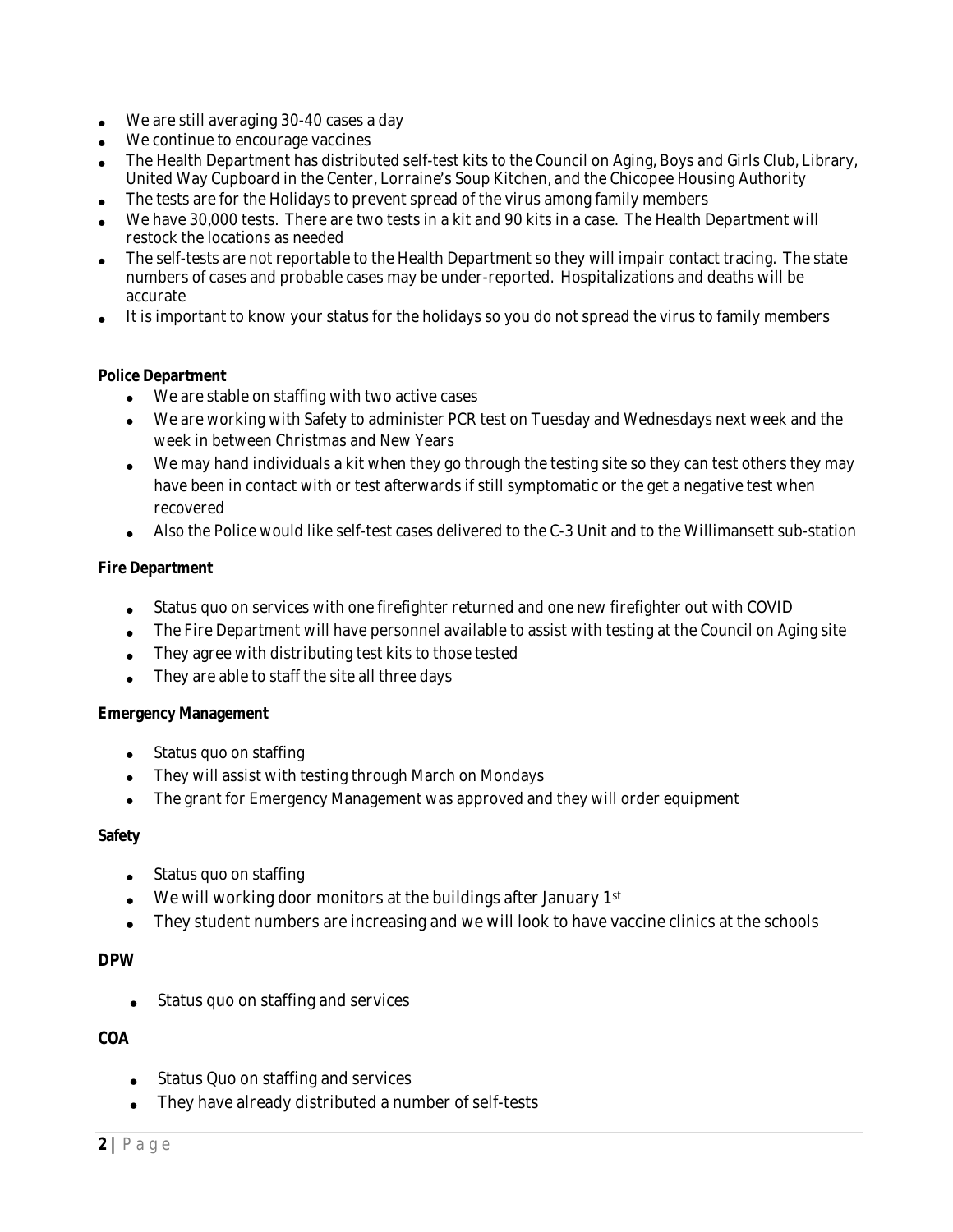- We are still averaging 30-40 cases a day
- We continue to encourage vaccines
- The Health Department has distributed self-test kits to the Council on Aging, Boys and Girls Club, Library, United Way Cupboard in the Center, Lorraine's Soup Kitchen, and the Chicopee Housing Authority
- The tests are for the Holidays to prevent spread of the virus among family members
- We have 30,000 tests. There are two tests in a kit and 90 kits in a case. The Health Department will restock the locations as needed
- The self-tests are not reportable to the Health Department so they will impair contact tracing. The state numbers of cases and probable cases may be under-reported. Hospitalizations and deaths will be accurate
- It is important to know your status for the holidays so you do not spread the virus to family members

**Police Department**

- We are stable on staffing with two active cases
- We are working with Safety to administer PCR test on Tuesday and Wednesdays next week and the week in between Christmas and New Years
- We may hand individuals a kit when they go through the testing site so they can test others they may have been in contact with or test afterwards if still symptomatic or the get a negative test when recovered
- Also the Police would like self-test cases delivered to the C-3 Unit and to the Willimansett sub-station

**Fire Department**

- Status quo on services with one firefighter returned and one new firefighter out with COVID
- The Fire Department will have personnel available to assist with testing at the Council on Aging site
- They agree with distributing test kits to those tested
- They are able to staff the site all three days

**Emergency Management**

- Status quo on staffing
- They will assist with testing through March on Mondays
- The grant for Emergency Management was approved and they will order equipment

**Safety**

- Status quo on staffing
- We will working door monitors at the buildings after January 1st
- They student numbers are increasing and we will look to have vaccine clinics at the schools

**DPW**

- Status quo on staffing and services

**COA**

- Status Quo on staffing and services
- They have already distributed a number of self-tests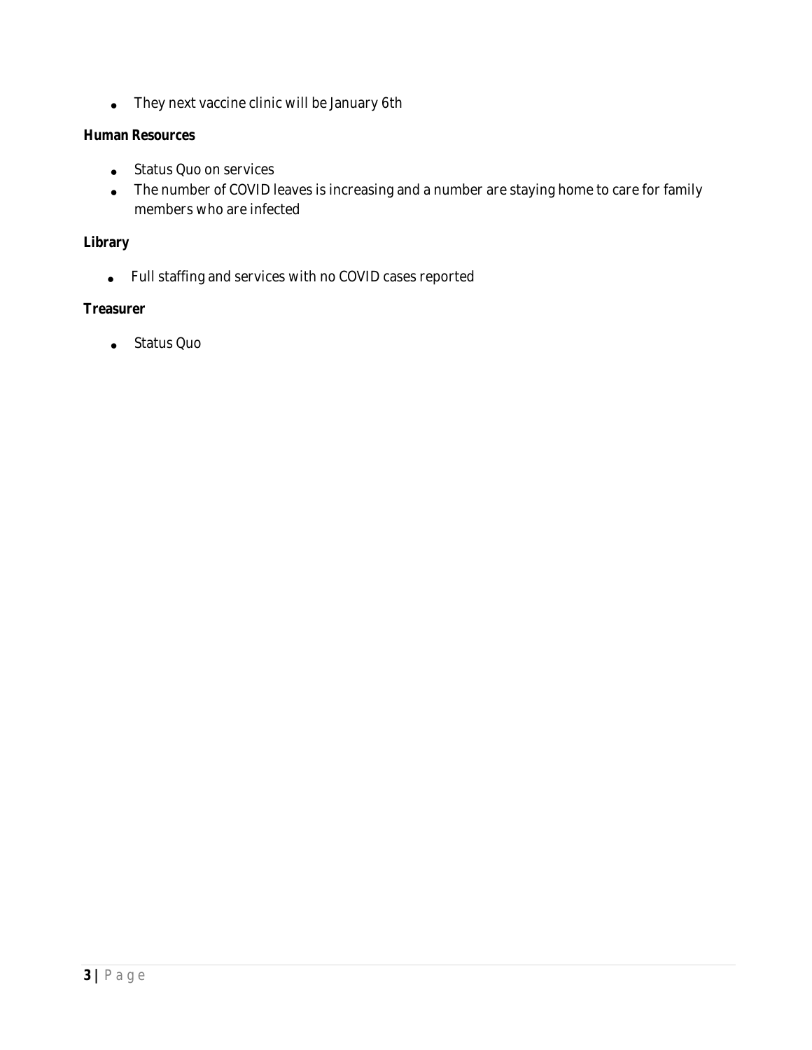- They next vaccine clinic will be January 6th

**Human Resources**

- Status Quo on services
- The number of COVID leaves is increasing and a number are staying home to care for family members who are infected

**Library**

- Full staffing and services with no COVID cases reported

**Treasurer**

- Status Quo